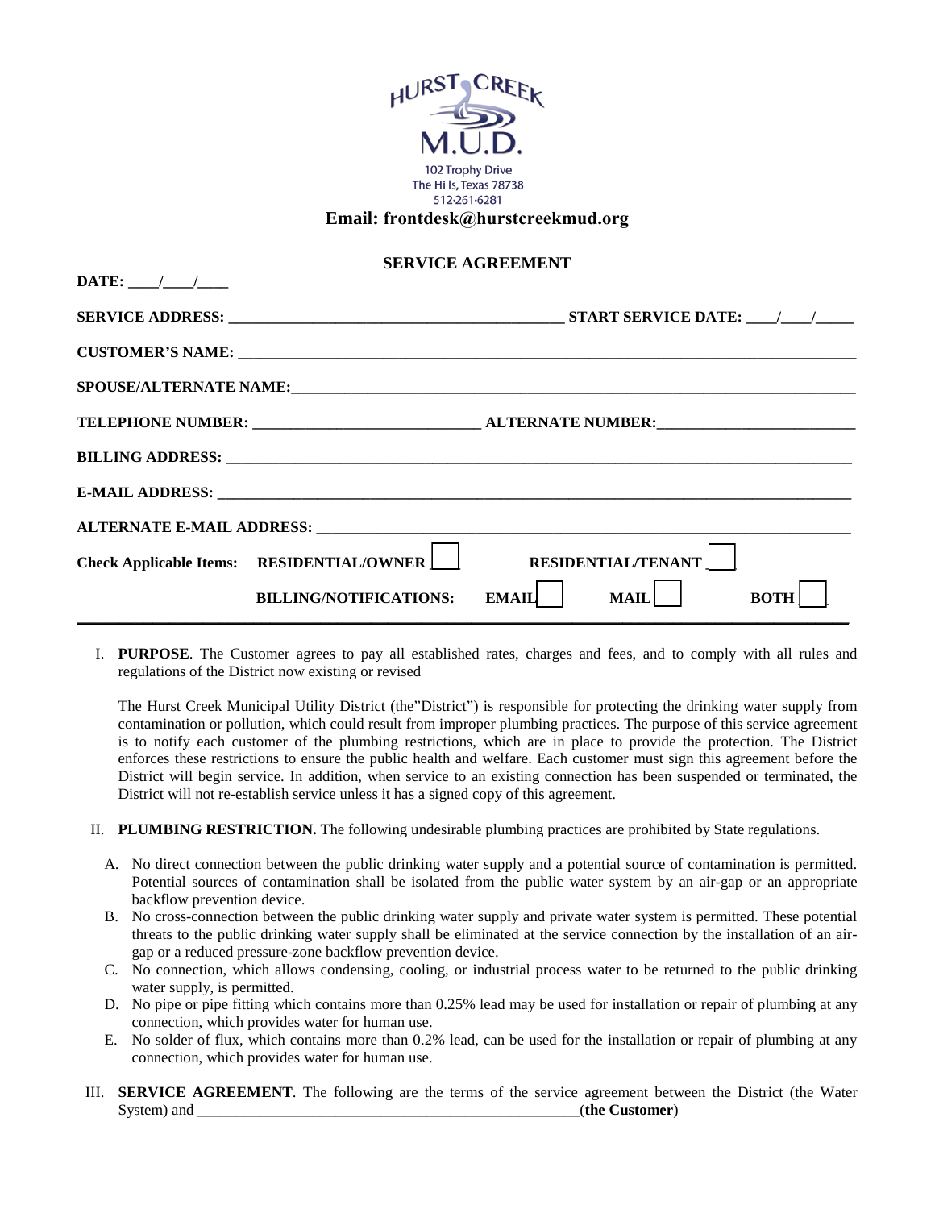HURST CREEK M.U.D.

102 Trophy Drive
The Hills, Texas 78738
512-261-6281

**Email: frontdesk@hurstcreekmud.org**

## SERVICE AGREEMENT

**DATE: ____/____/____**

**SERVICE ADDRESS:** ____________________________________________ **START SERVICE DATE:** ____/____/_____

**CUSTOMER'S NAME:** ____________________________________________________________________________

**SPOUSE/ALTERNATE NAME:**______________________________________________________________________

**TELEPHONE NUMBER:** _____________________________ **ALTERNATE NUMBER:**_________________________

**BILLING ADDRESS:** ____________________________________________________________________________

**E-MAIL ADDRESS:** _____________________________________________________________________________

**ALTERNATE E-MAIL ADDRESS:** ___________________________________________________________________

**Check Applicable Items:** **RESIDENTIAL/OWNER** ☐ **RESIDENTIAL/TENANT** ☐

**BILLING/NOTIFICATIONS:** **EMAIL** ☐ **MAIL** ☐ **BOTH** ☐

---

I. **PURPOSE**. The Customer agrees to pay all established rates, charges and fees, and to comply with all rules and regulations of the District now existing or revised

The Hurst Creek Municipal Utility District (the"District") is responsible for protecting the drinking water supply from contamination or pollution, which could result from improper plumbing practices. The purpose of this service agreement is to notify each customer of the plumbing restrictions, which are in place to provide the protection. The District enforces these restrictions to ensure the public health and welfare. Each customer must sign this agreement before the District will begin service. In addition, when service to an existing connection has been suspended or terminated, the District will not re-establish service unless it has a signed copy of this agreement.

II. **PLUMBING RESTRICTION.** The following undesirable plumbing practices are prohibited by State regulations.

A. No direct connection between the public drinking water supply and a potential source of contamination is permitted. Potential sources of contamination shall be isolated from the public water system by an air-gap or an appropriate backflow prevention device.

B. No cross-connection between the public drinking water supply and private water system is permitted. These potential threats to the public drinking water supply shall be eliminated at the service connection by the installation of an air-gap or a reduced pressure-zone backflow prevention device.

C. No connection, which allows condensing, cooling, or industrial process water to be returned to the public drinking water supply, is permitted.

D. No pipe or pipe fitting which contains more than 0.25% lead may be used for installation or repair of plumbing at any connection, which provides water for human use.

E. No solder of flux, which contains more than 0.2% lead, can be used for the installation or repair of plumbing at any connection, which provides water for human use.

III. **SERVICE AGREEMENT**. The following are the terms of the service agreement between the District (the Water System) and ____________________________________________________(**the Customer**)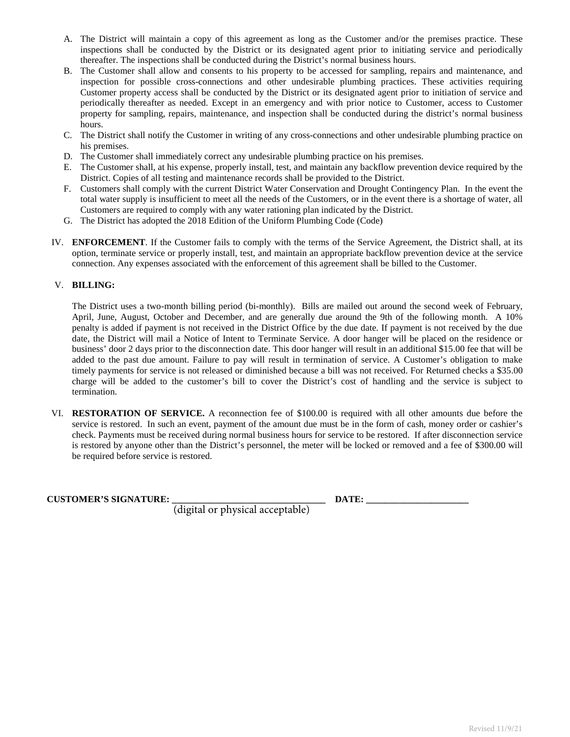A. The District will maintain a copy of this agreement as long as the Customer and/or the premises practice. These inspections shall be conducted by the District or its designated agent prior to initiating service and periodically thereafter. The inspections shall be conducted during the District's normal business hours.

B. The Customer shall allow and consents to his property to be accessed for sampling, repairs and maintenance, and inspection for possible cross-connections and other undesirable plumbing practices. These activities requiring Customer property access shall be conducted by the District or its designated agent prior to initiation of service and periodically thereafter as needed. Except in an emergency and with prior notice to Customer, access to Customer property for sampling, repairs, maintenance, and inspection shall be conducted during the district's normal business hours.

C. The District shall notify the Customer in writing of any cross-connections and other undesirable plumbing practice on his premises.

D. The Customer shall immediately correct any undesirable plumbing practice on his premises.

E. The Customer shall, at his expense, properly install, test, and maintain any backflow prevention device required by the District. Copies of all testing and maintenance records shall be provided to the District.

F. Customers shall comply with the current District Water Conservation and Drought Contingency Plan. In the event the total water supply is insufficient to meet all the needs of the Customers, or in the event there is a shortage of water, all Customers are required to comply with any water rationing plan indicated by the District.

G. The District has adopted the 2018 Edition of the Uniform Plumbing Code (Code)

IV. **ENFORCEMENT**. If the Customer fails to comply with the terms of the Service Agreement, the District shall, at its option, terminate service or properly install, test, and maintain an appropriate backflow prevention device at the service connection. Any expenses associated with the enforcement of this agreement shall be billed to the Customer.

V. **BILLING:**

The District uses a two-month billing period (bi-monthly). Bills are mailed out around the second week of February, April, June, August, October and December, and are generally due around the 9th of the following month. A 10% penalty is added if payment is not received in the District Office by the due date. If payment is not received by the due date, the District will mail a Notice of Intent to Terminate Service. A door hanger will be placed on the residence or business' door 2 days prior to the disconnection date. This door hanger will result in an additional $15.00 fee that will be added to the past due amount. Failure to pay will result in termination of service. A Customer's obligation to make timely payments for service is not released or diminished because a bill was not received. For Returned checks a $35.00 charge will be added to the customer's bill to cover the District's cost of handling and the service is subject to termination.

VI. **RESTORATION OF SERVICE.** A reconnection fee of $100.00 is required with all other amounts due before the service is restored. In such an event, payment of the amount due must be in the form of cash, money order or cashier's check. Payments must be received during normal business hours for service to be restored. If after disconnection service is restored by anyone other than the District's personnel, the meter will be locked or removed and a fee of $300.00 will be required before service is restored.

**CUSTOMER'S SIGNATURE:** ______________________________ **DATE:** ____________________
(digital or physical acceptable)

Revised 11/9/21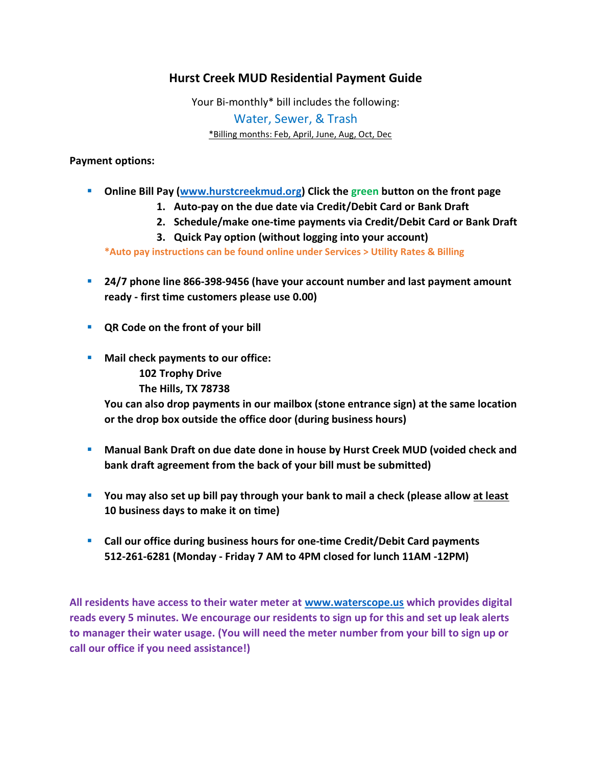## Hurst Creek MUD Residential Payment Guide

Your Bi-monthly* bill includes the following:

Water, Sewer, & Trash

*Billing months: Feb, April, June, Aug, Oct, Dec

**Payment options:**

- **Online Bill Pay (www.hurstcreekmud.org) Click the green button on the front page**
  1. **Auto-pay on the due date via Credit/Debit Card or Bank Draft**
  2. **Schedule/make one-time payments via Credit/Debit Card or Bank Draft**
  3. **Quick Pay option (without logging into your account)**

  ***Auto pay instructions can be found online under Services > Utility Rates & Billing**

- **24/7 phone line 866-398-9456 (have your account number and last payment amount ready - first time customers please use 0.00)**

- **QR Code on the front of your bill**

- **Mail check payments to our office:**

  **102 Trophy Drive**
  **The Hills, TX 78738**

  **You can also drop payments in our mailbox (stone entrance sign) at the same location or the drop box outside the office door (during business hours)**

- **Manual Bank Draft on due date done in house by Hurst Creek MUD (voided check and bank draft agreement from the back of your bill must be submitted)**

- **You may also set up bill pay through your bank to mail a check (please allow at least 10 business days to make it on time)**

- **Call our office during business hours for one-time Credit/Debit Card payments 512-261-6281 (Monday - Friday 7 AM to 4PM closed for lunch 11AM -12PM)**

**All residents have access to their water meter at www.waterscope.us which provides digital reads every 5 minutes. We encourage our residents to sign up for this and set up leak alerts to manager their water usage. (You will need the meter number from your bill to sign up or call our office if you need assistance!)**